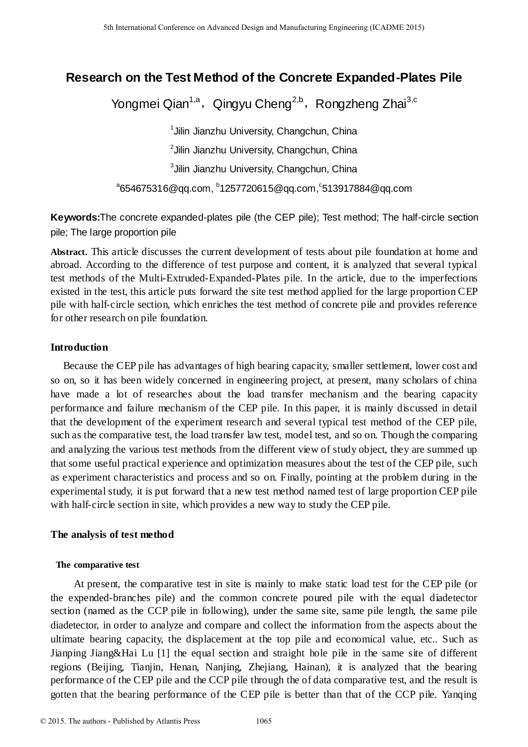# Research on the Test Method of the Concrete Expanded-Plates Pile

Yongmei Qian[1,a], Qingyu Cheng[2,b], Rongzheng Zhai[3,c]

[1]Jilin Jianzhu University, Changchun, China

[2]Jilin Jianzhu University, Changchun, China

[3]Jilin Jianzhu University, Changchun, China

[a]654675316@qq.com, [b]1257720615@qq.com,[c]513917884@qq.com

**Keywords:**The concrete expanded-plates pile (the CEP pile); Test method; The half-circle section pile; The large proportion pile

**Abstract.** This article discusses the current development of tests about pile foundation at home and abroad. According to the difference of test purpose and content, it is analyzed that several typical test methods of the Multi-Extruded-Expanded-Plates pile. In the article, due to the imperfections existed in the test, this article puts forward the site test method applied for the large proportion CEP pile with half-circle section, which enriches the test method of concrete pile and provides reference for other research on pile foundation.

## Introduction

Because the CEP pile has advantages of high bearing capacity, smaller settlement, lower cost and so on, so it has been widely concerned in engineering project, at present, many scholars of china have made a lot of researches about the load transfer mechanism and the bearing capacity performance and failure mechanism of the CEP pile. In this paper, it is mainly discussed in detail that the development of the experiment research and several typical test method of the CEP pile, such as the comparative test, the load transfer law test, model test, and so on. Though the comparing and analyzing the various test methods from the different view of study object, they are summed up that some useful practical experience and optimization measures about the test of the CEP pile, such as experiment characteristics and process and so on. Finally, pointing at the problem during in the experimental study, it is put forward that a new test method named test of large proportion CEP pile with half-circle section in site, which provides a new way to study the CEP pile.

## The analysis of test method

### The comparative test

At present, the comparative test in site is mainly to make static load test for the CEP pile (or the expended-branches pile) and the common concrete poured pile with the equal diadetector section (named as the CCP pile in following), under the same site, same pile length, the same pile diadetector, in order to analyze and compare and collect the information from the aspects about the ultimate bearing capacity, the displacement at the top pile and economical value, etc.. Such as Jianping Jiang&Hai Lu [1] the equal section and straight hole pile in the same site of different regions (Beijing, Tianjin, Henan, Nanjing, Zhejiang, Hainan), it is analyzed that the bearing performance of the CEP pile and the CCP pile through the of data comparative test, and the result is gotten that the bearing performance of the CEP pile is better than that of the CCP pile. Yanqing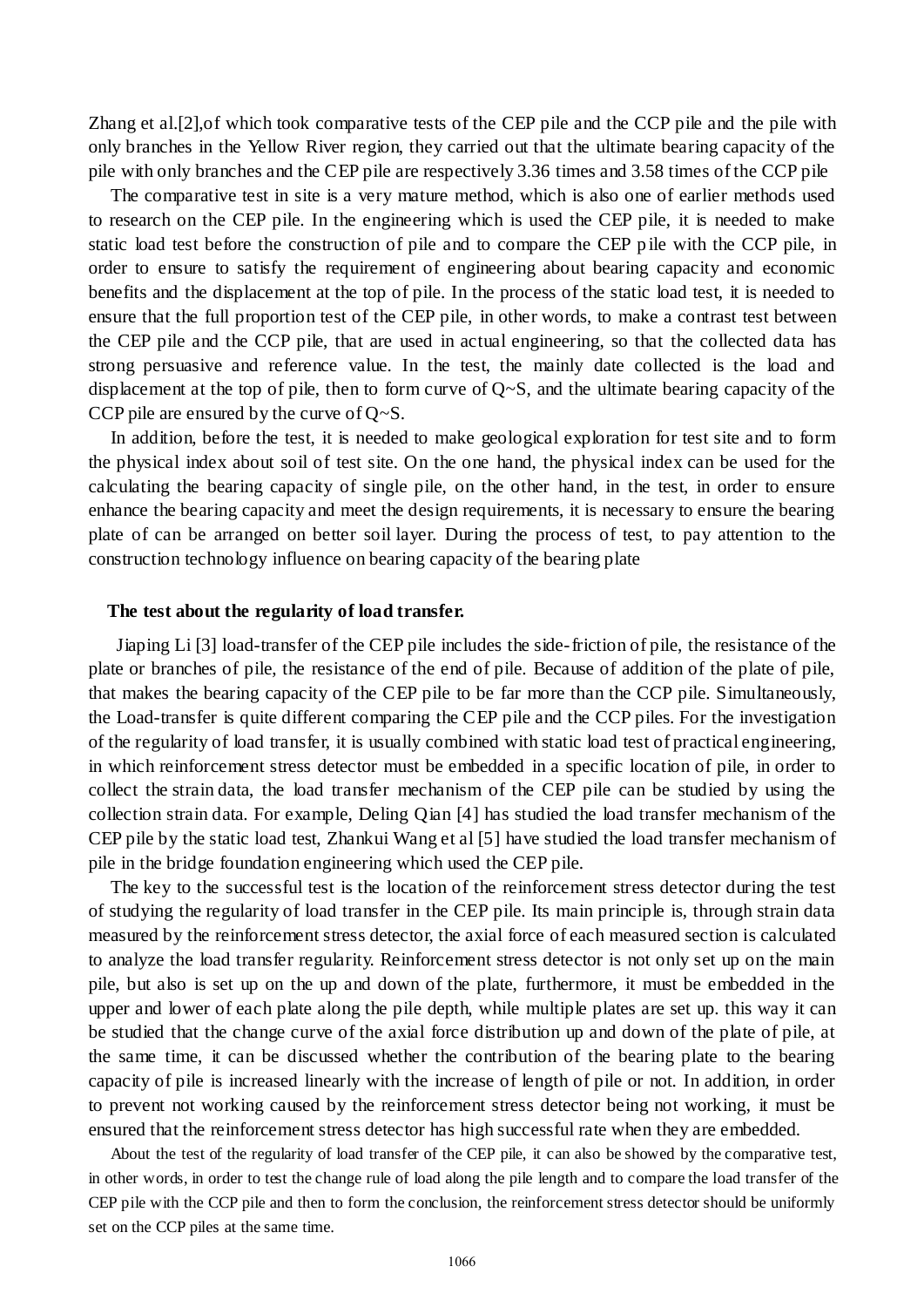Zhang et al.[2],of which took comparative tests of the CEP pile and the CCP pile and the pile with only branches in the Yellow River region, they carried out that the ultimate bearing capacity of the pile with only branches and the CEP pile are respectively 3.36 times and 3.58 times of the CCP pile

The comparative test in site is a very mature method, which is also one of earlier methods used to research on the CEP pile. In the engineering which is used the CEP pile, it is needed to make static load test before the construction of pile and to compare the CEP pile with the CCP pile, in order to ensure to satisfy the requirement of engineering about bearing capacity and economic benefits and the displacement at the top of pile. In the process of the static load test, it is needed to ensure that the full proportion test of the CEP pile, in other words, to make a contrast test between the CEP pile and the CCP pile, that are used in actual engineering, so that the collected data has strong persuasive and reference value. In the test, the mainly date collected is the load and displacement at the top of pile, then to form curve of Q~S, and the ultimate bearing capacity of the CCP pile are ensured by the curve of Q~S.

In addition, before the test, it is needed to make geological exploration for test site and to form the physical index about soil of test site. On the one hand, the physical index can be used for the calculating the bearing capacity of single pile, on the other hand, in the test, in order to ensure enhance the bearing capacity and meet the design requirements, it is necessary to ensure the bearing plate of can be arranged on better soil layer. During the process of test, to pay attention to the construction technology influence on bearing capacity of the bearing plate

**The test about the regularity of load transfer.**

Jiaping Li [3] load-transfer of the CEP pile includes the side-friction of pile, the resistance of the plate or branches of pile, the resistance of the end of pile. Because of addition of the plate of pile, that makes the bearing capacity of the CEP pile to be far more than the CCP pile. Simultaneously, the Load-transfer is quite different comparing the CEP pile and the CCP piles. For the investigation of the regularity of load transfer, it is usually combined with static load test of practical engineering, in which reinforcement stress detector must be embedded in a specific location of pile, in order to collect the strain data, the load transfer mechanism of the CEP pile can be studied by using the collection strain data. For example, Deling Qian [4] has studied the load transfer mechanism of the CEP pile by the static load test, Zhankui Wang et al [5] have studied the load transfer mechanism of pile in the bridge foundation engineering which used the CEP pile.

The key to the successful test is the location of the reinforcement stress detector during the test of studying the regularity of load transfer in the CEP pile. Its main principle is, through strain data measured by the reinforcement stress detector, the axial force of each measured section is calculated to analyze the load transfer regularity. Reinforcement stress detector is not only set up on the main pile, but also is set up on the up and down of the plate, furthermore, it must be embedded in the upper and lower of each plate along the pile depth, while multiple plates are set up. this way it can be studied that the change curve of the axial force distribution up and down of the plate of pile, at the same time, it can be discussed whether the contribution of the bearing plate to the bearing capacity of pile is increased linearly with the increase of length of pile or not. In addition, in order to prevent not working caused by the reinforcement stress detector being not working, it must be ensured that the reinforcement stress detector has high successful rate when they are embedded.

About the test of the regularity of load transfer of the CEP pile, it can also be showed by the comparative test, in other words, in order to test the change rule of load along the pile length and to compare the load transfer of the CEP pile with the CCP pile and then to form the conclusion, the reinforcement stress detector should be uniformly set on the CCP piles at the same time.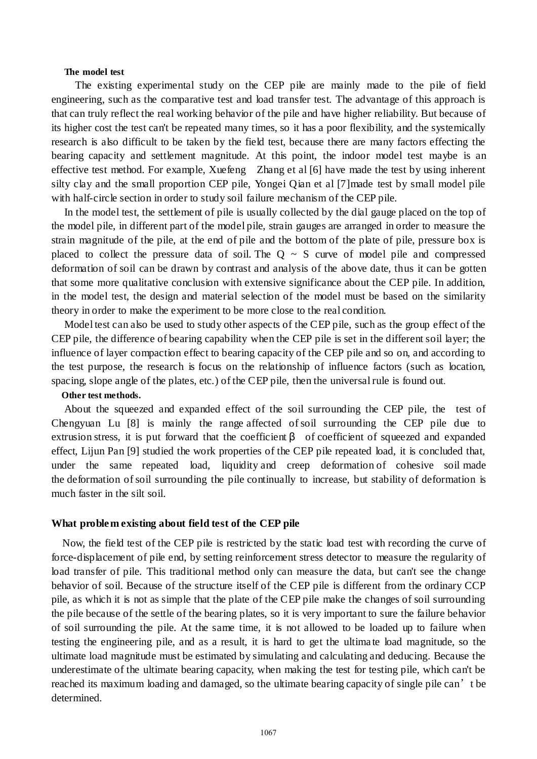### The model test

The existing experimental study on the CEP pile are mainly made to the pile of field engineering, such as the comparative test and load transfer test. The advantage of this approach is that can truly reflect the real working behavior of the pile and have higher reliability. But because of its higher cost the test can't be repeated many times, so it has a poor flexibility, and the systemically research is also difficult to be taken by the field test, because there are many factors effecting the bearing capacity and settlement magnitude. At this point, the indoor model test maybe is an effective test method. For example, Xuefeng Zhang et al [6] have made the test by using inherent silty clay and the small proportion CEP pile, Yongei Qian et al [7]made test by small model pile with half-circle section in order to study soil failure mechanism of the CEP pile.

In the model test, the settlement of pile is usually collected by the dial gauge placed on the top of the model pile, in different part of the model pile, strain gauges are arranged in order to measure the strain magnitude of the pile, at the end of pile and the bottom of the plate of pile, pressure box is placed to collect the pressure data of soil. The Q ~ S curve of model pile and compressed deformation of soil can be drawn by contrast and analysis of the above date, thus it can be gotten that some more qualitative conclusion with extensive significance about the CEP pile. In addition, in the model test, the design and material selection of the model must be based on the similarity theory in order to make the experiment to be more close to the real condition.

Model test can also be used to study other aspects of the CEP pile, such as the group effect of the CEP pile, the difference of bearing capability when the CEP pile is set in the different soil layer; the influence of layer compaction effect to bearing capacity of the CEP pile and so on, and according to the test purpose, the research is focus on the relationship of influence factors (such as location, spacing, slope angle of the plates, etc.) of the CEP pile, then the universal rule is found out.

### Other test methods.

About the squeezed and expanded effect of the soil surrounding the CEP pile, the test of Chengyuan Lu [8] is mainly the range affected of soil surrounding the CEP pile due to extrusion stress, it is put forward that the coefficient $\beta$ of coefficient of squeezed and expanded effect, Lijun Pan [9] studied the work properties of the CEP pile repeated load, it is concluded that, under the same repeated load, liquidity and creep deformation of cohesive soil made the deformation of soil surrounding the pile continually to increase, but stability of deformation is much faster in the silt soil.

## What problem existing about field test of the CEP pile

Now, the field test of the CEP pile is restricted by the static load test with recording the curve of force-displacement of pile end, by setting reinforcement stress detector to measure the regularity of load transfer of pile. This traditional method only can measure the data, but can't see the change behavior of soil. Because of the structure itself of the CEP pile is different from the ordinary CCP pile, as which it is not as simple that the plate of the CEP pile make the changes of soil surrounding the pile because of the settle of the bearing plates, so it is very important to sure the failure behavior of soil surrounding the pile. At the same time, it is not allowed to be loaded up to failure when testing the engineering pile, and as a result, it is hard to get the ultimate load magnitude, so the ultimate load magnitude must be estimated by simulating and calculating and deducing. Because the underestimate of the ultimate bearing capacity, when making the test for testing pile, which can't be reached its maximum loading and damaged, so the ultimate bearing capacity of single pile can't be determined.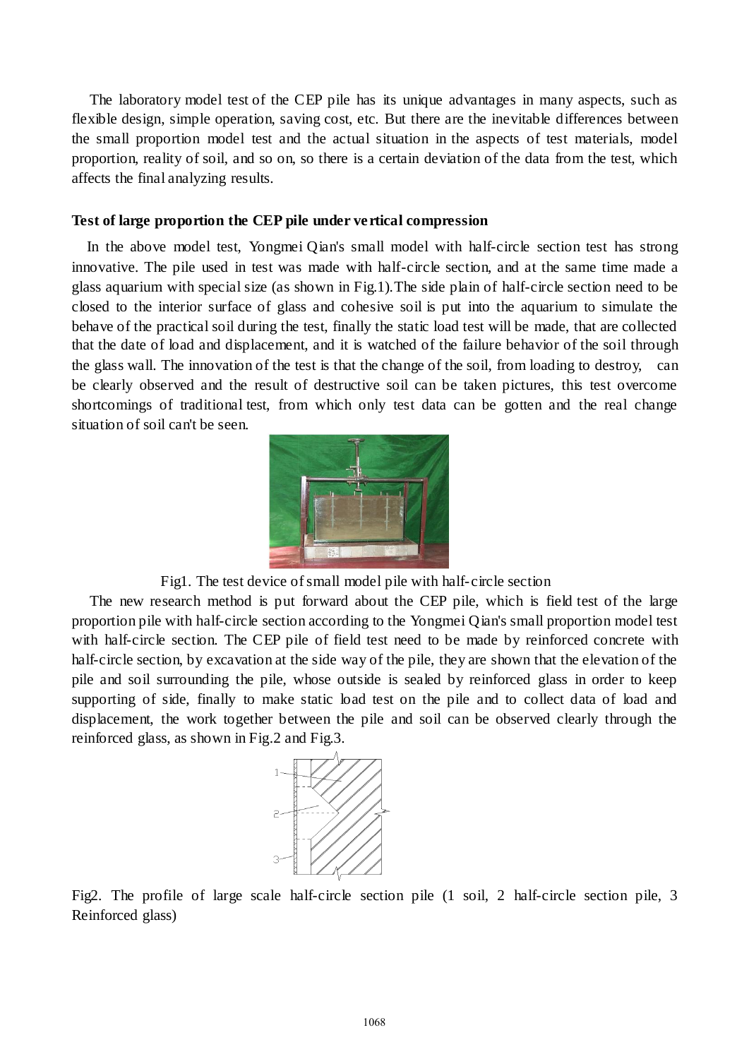The laboratory model test of the CEP pile has its unique advantages in many aspects, such as flexible design, simple operation, saving cost, etc. But there are the inevitable differences between the small proportion model test and the actual situation in the aspects of test materials, model proportion, reality of soil, and so on, so there is a certain deviation of the data from the test, which affects the final analyzing results.

### Test of large proportion the CEP pile under vertical compression

In the above model test, Yongmei Qian's small model with half-circle section test has strong innovative. The pile used in test was made with half-circle section, and at the same time made a glass aquarium with special size (as shown in Fig.1).The side plain of half-circle section need to be closed to the interior surface of glass and cohesive soil is put into the aquarium to simulate the behave of the practical soil during the test, finally the static load test will be made, that are collected that the date of load and displacement, and it is watched of the failure behavior of the soil through the glass wall. The innovation of the test is that the change of the soil, from loading to destroy, can be clearly observed and the result of destructive soil can be taken pictures, this test overcome shortcomings of traditional test, from which only test data can be gotten and the real change situation of soil can't be seen.

Fig1. The test device of small model pile with half-circle section

The new research method is put forward about the CEP pile, which is field test of the large proportion pile with half-circle section according to the Yongmei Qian's small proportion model test with half-circle section. The CEP pile of field test need to be made by reinforced concrete with half-circle section, by excavation at the side way of the pile, they are shown that the elevation of the pile and soil surrounding the pile, whose outside is sealed by reinforced glass in order to keep supporting of side, finally to make static load test on the pile and to collect data of load and displacement, the work together between the pile and soil can be observed clearly through the reinforced glass, as shown in Fig.2 and Fig.3.

Fig2. The profile of large scale half-circle section pile (1 soil, 2 half-circle section pile, 3 Reinforced glass)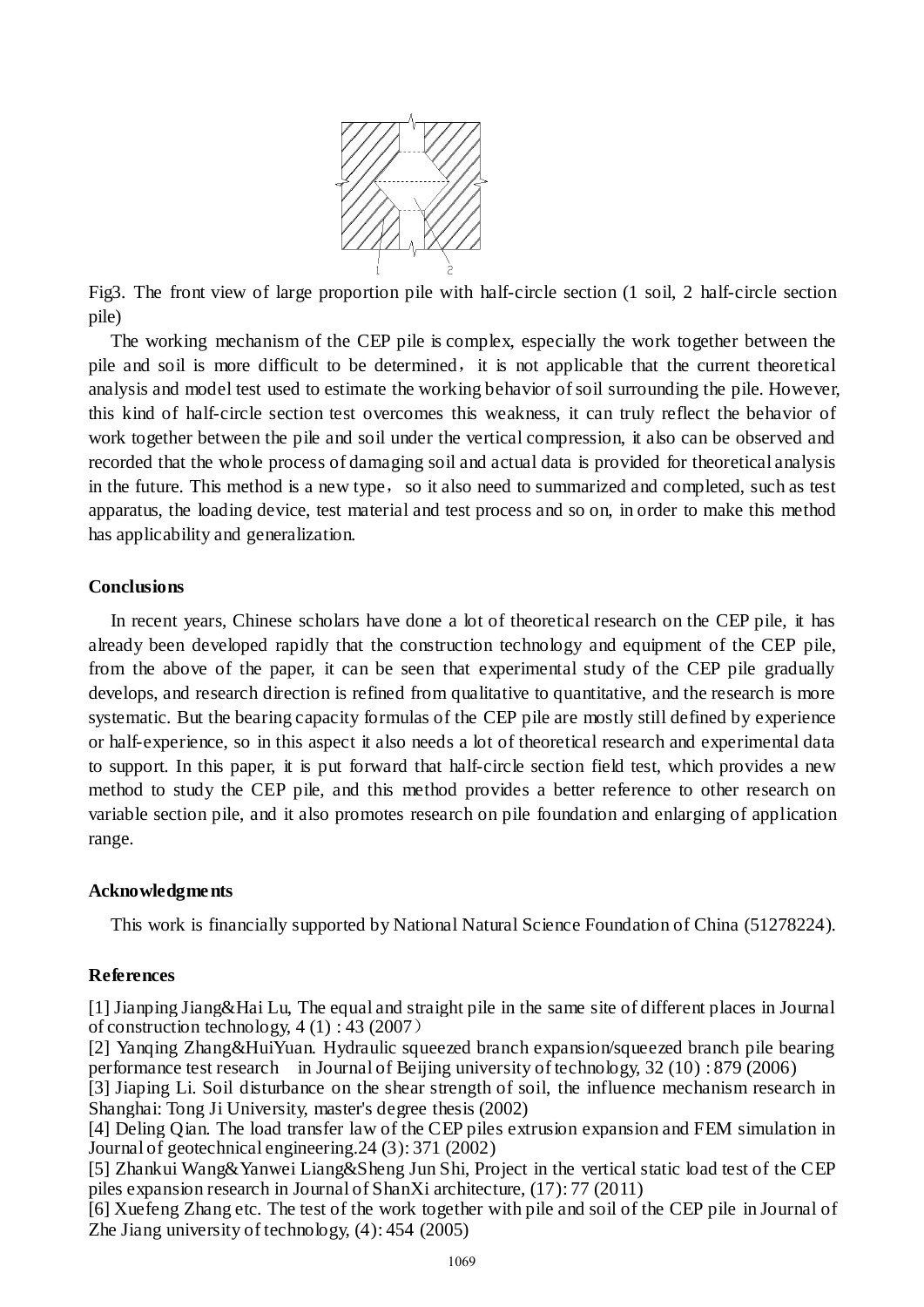Fig3. The front view of large proportion pile with half-circle section (1 soil, 2 half-circle section pile)

The working mechanism of the CEP pile is complex, especially the work together between the pile and soil is more difficult to be determined, it is not applicable that the current theoretical analysis and model test used to estimate the working behavior of soil surrounding the pile. However, this kind of half-circle section test overcomes this weakness, it can truly reflect the behavior of work together between the pile and soil under the vertical compression, it also can be observed and recorded that the whole process of damaging soil and actual data is provided for theoretical analysis in the future. This method is a new type, so it also need to summarized and completed, such as test apparatus, the loading device, test material and test process and so on, in order to make this method has applicability and generalization.

## Conclusions

In recent years, Chinese scholars have done a lot of theoretical research on the CEP pile, it has already been developed rapidly that the construction technology and equipment of the CEP pile, from the above of the paper, it can be seen that experimental study of the CEP pile gradually develops, and research direction is refined from qualitative to quantitative, and the research is more systematic. But the bearing capacity formulas of the CEP pile are mostly still defined by experience or half-experience, so in this aspect it also needs a lot of theoretical research and experimental data to support. In this paper, it is put forward that half-circle section field test, which provides a new method to study the CEP pile, and this method provides a better reference to other research on variable section pile, and it also promotes research on pile foundation and enlarging of application range.

## Acknowledgments

This work is financially supported by National Natural Science Foundation of China (51278224).

## References

[1] Jianping Jiang&Hai Lu, The equal and straight pile in the same site of different places in Journal of construction technology, 4 (1) : 43 (2007)

[2] Yanqing Zhang&HuiYuan. Hydraulic squeezed branch expansion/squeezed branch pile bearing performance test research in Journal of Beijing university of technology, 32 (10) : 879 (2006)

[3] Jiaping Li. Soil disturbance on the shear strength of soil, the influence mechanism research in Shanghai: Tong Ji University, master's degree thesis (2002)

[4] Deling Qian. The load transfer law of the CEP piles extrusion expansion and FEM simulation in Journal of geotechnical engineering.24 (3): 371 (2002)

[5] Zhankui Wang&Yanwei Liang&Sheng Jun Shi, Project in the vertical static load test of the CEP piles expansion research in Journal of ShanXi architecture, (17): 77 (2011)

[6] Xuefeng Zhang etc. The test of the work together with pile and soil of the CEP pile in Journal of Zhe Jiang university of technology, (4): 454 (2005)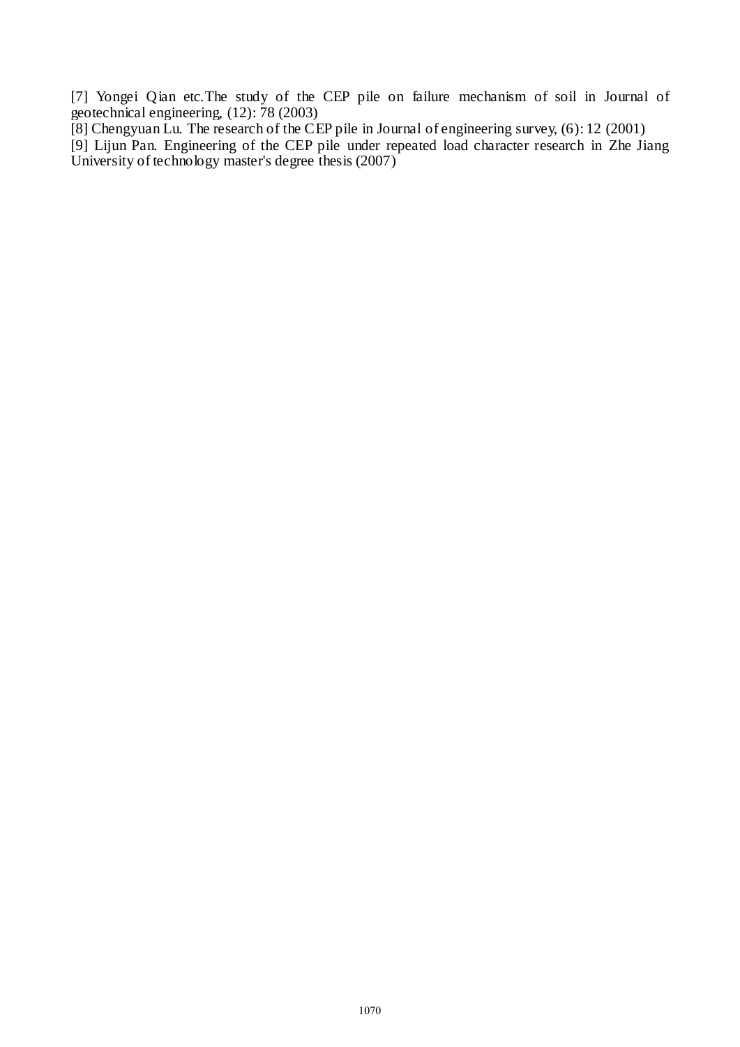[7] Yongei Qian etc.The study of the CEP pile on failure mechanism of soil in Journal of geotechnical engineering, (12): 78 (2003)

[8] Chengyuan Lu. The research of the CEP pile in Journal of engineering survey, (6): 12 (2001)

[9] Lijun Pan. Engineering of the CEP pile under repeated load character research in Zhe Jiang University of technology master's degree thesis (2007)